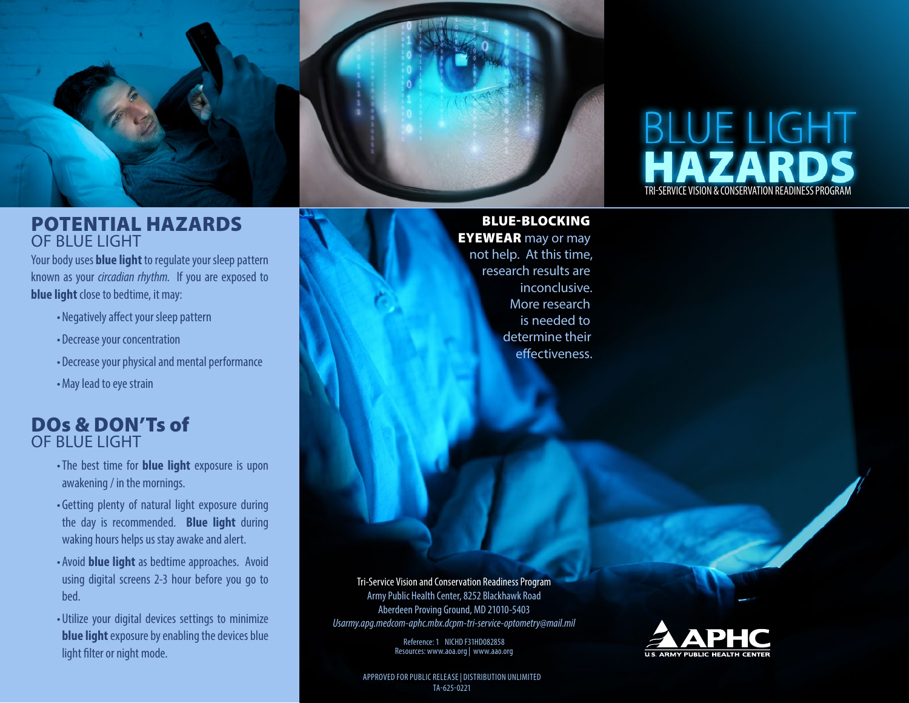# BLUE LIGHT HAZARDS

TRI-SERVICE VISION & CONSERVATION READINESS PROGRAM

## POTENTIAL HAZARDS OF BLUE LIGHT

Your body uses **blue light** to regulate your sleep pattern known as your *circadian rhythm.* If you are exposed to **blue light** close to bedtime, it may:

- Negatively affect your sleep pattern
- Decrease your concentration
- Decrease your physical and mental performance
- May lead to eye strain

## DOs & DON'Ts of OF BLUE LIGHT

- The best time for **blue light** exposure is upon awakening / in the mornings.
- Getting plenty of natural light exposure during the day is recommended. **Blue light** during waking hours helps us stay awake and alert.
- Avoid **blue light** as bedtime approaches. Avoid using digital screens 2-3 hour before you go to bed.
- Utilize your digital devices settings to minimize **blue light** exposure by enabling the devices blue light filter or night mode.

**BLUE-BLOCKING EYEWEAR** may or may not help. At this time, research results are inconclusive. More research is needed to determine their effectiveness.

Tri-Service Vision and Conservation Readiness Program
Army Public Health Center, 8252 Blackhawk Road
Aberdeen Proving Ground, MD 21010-5403
*Usarmy.apg.medcom-aphc.mbx.dcpm-tri-service-optometry@mail.mil*

Reference: 1 NICHD F31HD082858
Resources: www.aoa.org | www.aao.org

APPROVED FOR PUBLIC RELEASE | DISTRIBUTION UNLIMITED
TA-625-0221

APHC
U.S. ARMY PUBLIC HEALTH CENTER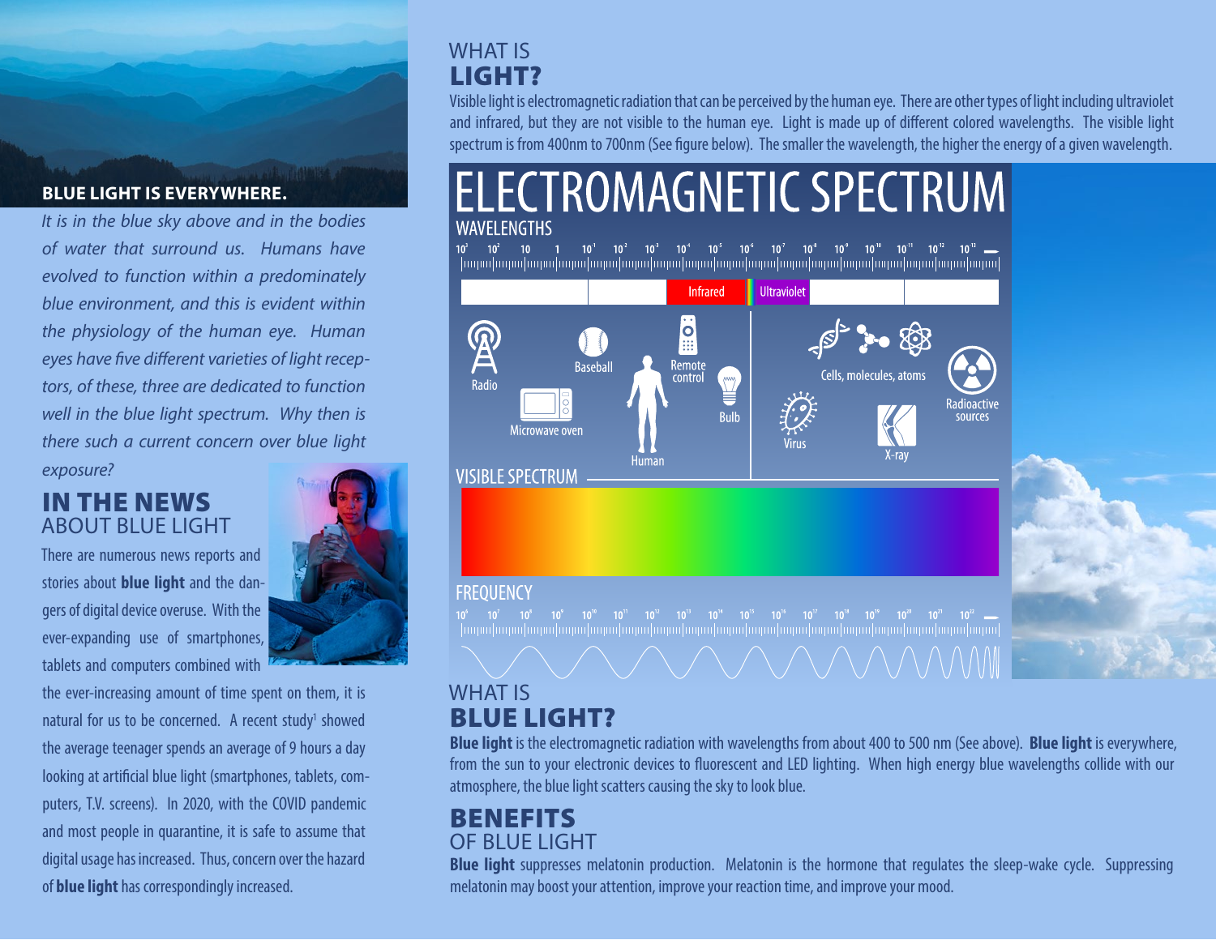**BLUE LIGHT IS EVERYWHERE.**

*It is in the blue sky above and in the bodies of water that surround us. Humans have evolved to function within a predominately blue environment, and this is evident within the physiology of the human eye. Human eyes have five different varieties of light receptors, of these, three are dedicated to function well in the blue light spectrum. Why then is there such a current concern over blue light exposure?*

## IN THE NEWS ABOUT BLUE LIGHT

There are numerous news reports and stories about **blue light** and the dangers of digital device overuse. With the ever-expanding use of smartphones, tablets and computers combined with the ever-increasing amount of time spent on them, it is natural for us to be concerned. A recent study[1] showed the average teenager spends an average of 9 hours a day looking at artificial blue light (smartphones, tablets, computers, T.V. screens). In 2020, with the COVID pandemic and most people in quarantine, it is safe to assume that digital usage has increased. Thus, concern over the hazard of **blue light** has correspondingly increased.

## WHAT IS LIGHT?

Visible light is electromagnetic radiation that can be perceived by the human eye. There are other types of light including ultraviolet and infrared, but they are not visible to the human eye. Light is made up of different colored wavelengths. The visible light spectrum is from 400nm to 700nm (See figure below). The smaller the wavelength, the higher the energy of a given wavelength.

ELECTROMAGNETIC SPECTRUM

WAVELENGTHS

$10^3$ $10^2$ 10 1 $10^{-1}$ $10^{-2}$ $10^{-3}$ $10^{-4}$ $10^{-5}$ $10^{-6}$ $10^{-7}$ $10^{-8}$ $10^{-9}$ $10^{-10}$ $10^{-11}$ $10^{-12}$ $10^{-13}$

Infrared

Ultraviolet

Radio

Baseball

Microwave oven

Human

Remote control

Bulb

Cells, molecules, atoms

Virus

X-ray

Radioactive sources

VISIBLE SPECTRUM

FREQUENCY

$10^6$ $10^7$ $10^8$ $10^9$ $10^{10}$ $10^{11}$ $10^{12}$ $10^{13}$ $10^{14}$ $10^{15}$ $10^{16}$ $10^{17}$ $10^{18}$ $10^{19}$ $10^{20}$ $10^{21}$ $10^{22}$

## WHAT IS BLUE LIGHT?

**Blue light** is the electromagnetic radiation with wavelengths from about 400 to 500 nm (See above). **Blue light** is everywhere, from the sun to your electronic devices to fluorescent and LED lighting. When high energy blue wavelengths collide with our atmosphere, the blue light scatters causing the sky to look blue.

## BENEFITS OF BLUE LIGHT

**Blue light** suppresses melatonin production. Melatonin is the hormone that regulates the sleep-wake cycle. Suppressing melatonin may boost your attention, improve your reaction time, and improve your mood.